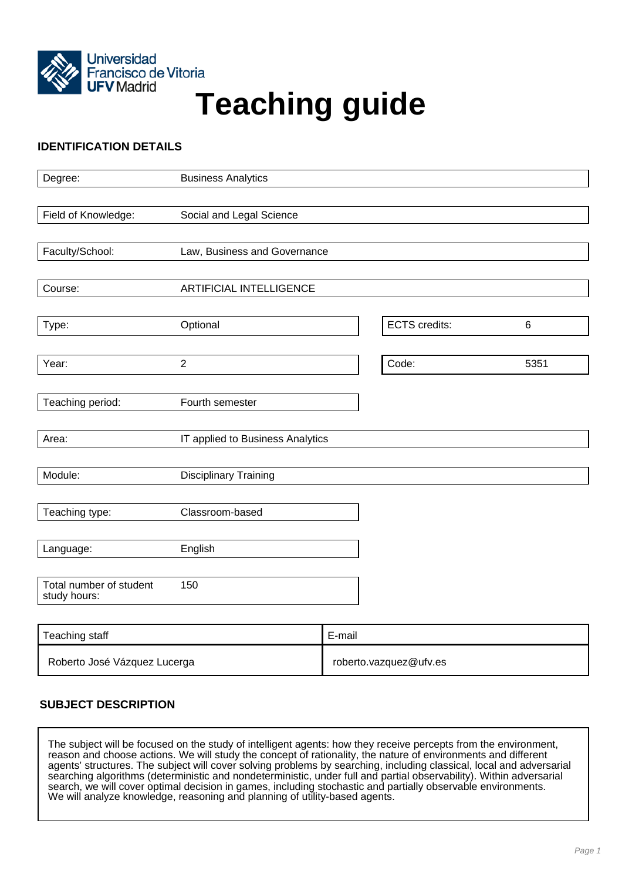Universidad Francisco de Vitoria UFV Madrid

# Teaching guide

## IDENTIFICATION DETAILS

| | |
|---|---|
| Degree: | Business Analytics |
| Field of Knowledge: | Social and Legal Science |
| Faculty/School: | Law, Business and Governance |
| Course: | ARTIFICIAL INTELLIGENCE |
| Type: | Optional |
| ECTS credits: | 6 |
| Year: | 2 |
| Code: | 5351 |
| Teaching period: | Fourth semester |
| Area: | IT applied to Business Analytics |
| Module: | Disciplinary Training |
| Teaching type: | Classroom-based |
| Language: | English |
| Total number of student study hours: | 150 |

| Teaching staff | E-mail |
|---|---|
| Roberto José Vázquez Lucerga | roberto.vazquez@ufv.es |

## SUBJECT DESCRIPTION

The subject will be focused on the study of intelligent agents: how they receive percepts from the environment, reason and choose actions. We will study the concept of rationality, the nature of environments and different agents' structures. The subject will cover solving problems by searching, including classical, local and adversarial searching algorithms (deterministic and nondeterministic, under full and partial observability). Within adversarial search, we will cover optimal decision in games, including stochastic and partially observable environments. We will analyze knowledge, reasoning and planning of utility-based agents.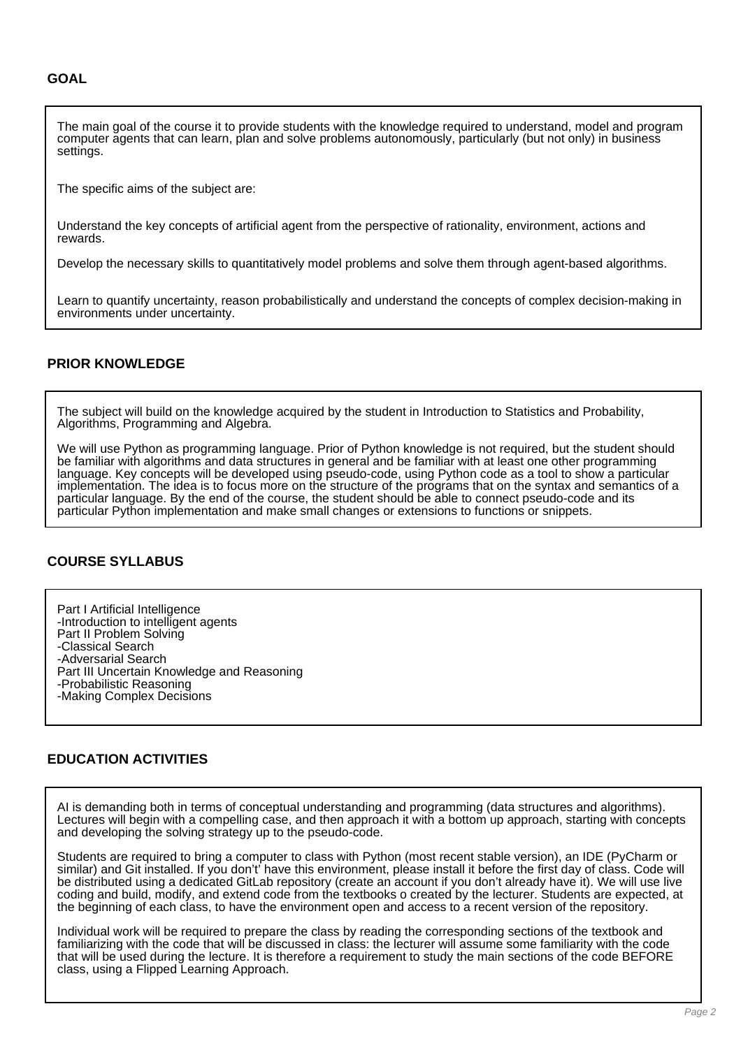## GOAL

The main goal of the course it to provide students with the knowledge required to understand, model and program computer agents that can learn, plan and solve problems autonomously, particularly (but not only) in business settings.

The specific aims of the subject are:

Understand the key concepts of artificial agent from the perspective of rationality, environment, actions and rewards.

Develop the necessary skills to quantitatively model problems and solve them through agent-based algorithms.

Learn to quantify uncertainty, reason probabilistically and understand the concepts of complex decision-making in environments under uncertainty.

## PRIOR KNOWLEDGE

The subject will build on the knowledge acquired by the student in Introduction to Statistics and Probability, Algorithms, Programming and Algebra.

We will use Python as programming language. Prior of Python knowledge is not required, but the student should be familiar with algorithms and data structures in general and be familiar with at least one other programming language. Key concepts will be developed using pseudo-code, using Python code as a tool to show a particular implementation. The idea is to focus more on the structure of the programs that on the syntax and semantics of a particular language. By the end of the course, the student should be able to connect pseudo-code and its particular Python implementation and make small changes or extensions to functions or snippets.

## COURSE SYLLABUS

Part I Artificial Intelligence
-Introduction to intelligent agents
Part II Problem Solving
-Classical Search
-Adversarial Search
Part III Uncertain Knowledge and Reasoning
-Probabilistic Reasoning
-Making Complex Decisions

## EDUCATION ACTIVITIES

AI is demanding both in terms of conceptual understanding and programming (data structures and algorithms). Lectures will begin with a compelling case, and then approach it with a bottom up approach, starting with concepts and developing the solving strategy up to the pseudo-code.

Students are required to bring a computer to class with Python (most recent stable version), an IDE (PyCharm or similar) and Git installed. If you don't' have this environment, please install it before the first day of class. Code will be distributed using a dedicated GitLab repository (create an account if you don't already have it). We will use live coding and build, modify, and extend code from the textbooks o created by the lecturer. Students are expected, at the beginning of each class, to have the environment open and access to a recent version of the repository.

Individual work will be required to prepare the class by reading the corresponding sections of the textbook and familiarizing with the code that will be discussed in class: the lecturer will assume some familiarity with the code that will be used during the lecture. It is therefore a requirement to study the main sections of the code BEFORE class, using a Flipped Learning Approach.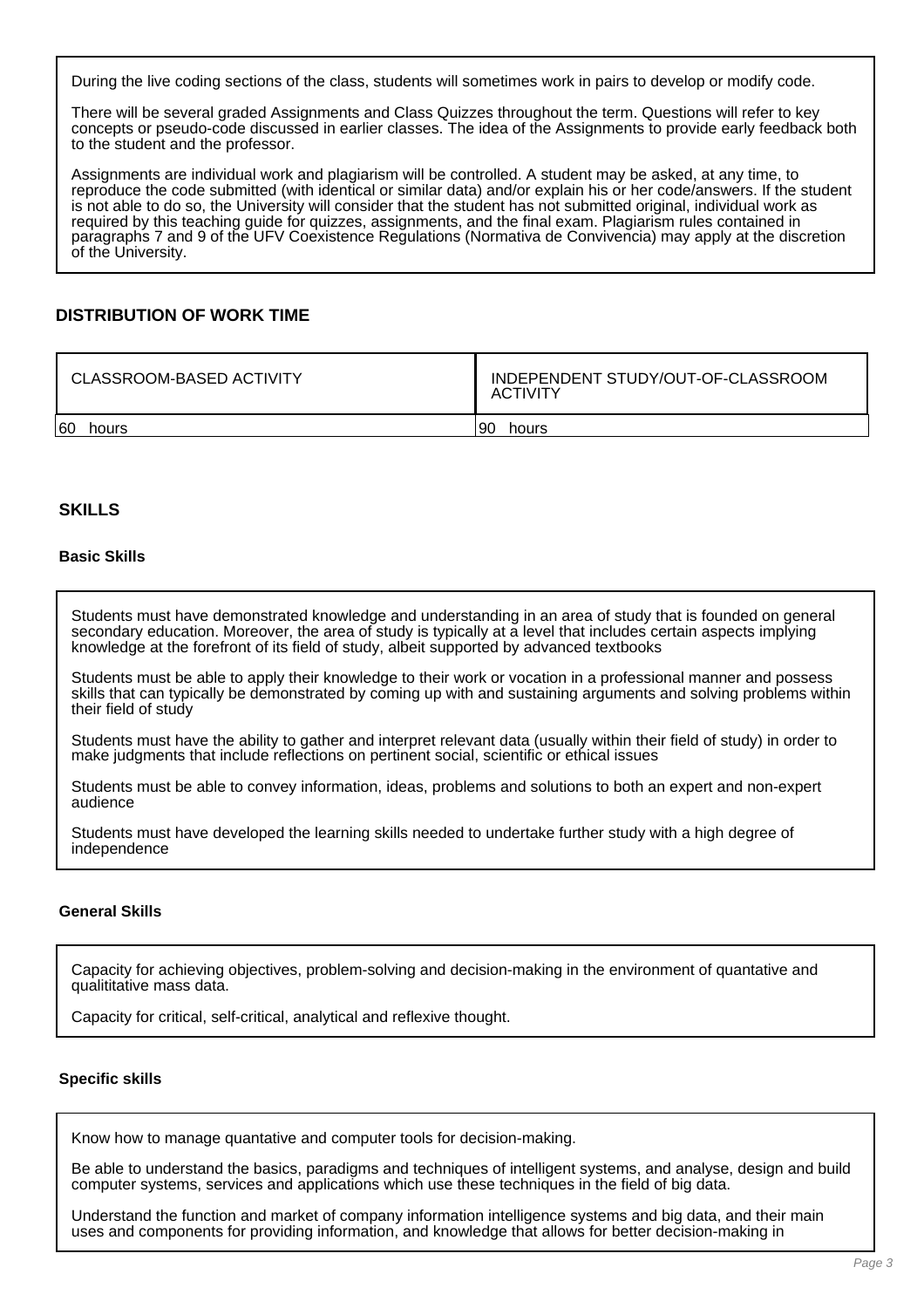During the live coding sections of the class, students will sometimes work in pairs to develop or modify code.

There will be several graded Assignments and Class Quizzes throughout the term. Questions will refer to key concepts or pseudo-code discussed in earlier classes. The idea of the Assignments to provide early feedback both to the student and the professor.

Assignments are individual work and plagiarism will be controlled. A student may be asked, at any time, to reproduce the code submitted (with identical or similar data) and/or explain his or her code/answers. If the student is not able to do so, the University will consider that the student has not submitted original, individual work as required by this teaching guide for quizzes, assignments, and the final exam. Plagiarism rules contained in paragraphs 7 and 9 of the UFV Coexistence Regulations (Normativa de Convivencia) may apply at the discretion of the University.

## DISTRIBUTION OF WORK TIME

| CLASSROOM-BASED ACTIVITY | INDEPENDENT STUDY/OUT-OF-CLASSROOM ACTIVITY |
|---|---|
| 60 hours | 90 hours |

## SKILLS

### Basic Skills

Students must have demonstrated knowledge and understanding in an area of study that is founded on general secondary education. Moreover, the area of study is typically at a level that includes certain aspects implying knowledge at the forefront of its field of study, albeit supported by advanced textbooks

Students must be able to apply their knowledge to their work or vocation in a professional manner and possess skills that can typically be demonstrated by coming up with and sustaining arguments and solving problems within their field of study

Students must have the ability to gather and interpret relevant data (usually within their field of study) in order to make judgments that include reflections on pertinent social, scientific or ethical issues

Students must be able to convey information, ideas, problems and solutions to both an expert and non-expert audience

Students must have developed the learning skills needed to undertake further study with a high degree of independence

### General Skills

Capacity for achieving objectives, problem-solving and decision-making in the environment of quantative and qualititative mass data.

Capacity for critical, self-critical, analytical and reflexive thought.

### Specific skills

Know how to manage quantative and computer tools for decision-making.

Be able to understand the basics, paradigms and techniques of intelligent systems, and analyse, design and build computer systems, services and applications which use these techniques in the field of big data.

Understand the function and market of company information intelligence systems and big data, and their main uses and components for providing information, and knowledge that allows for better decision-making in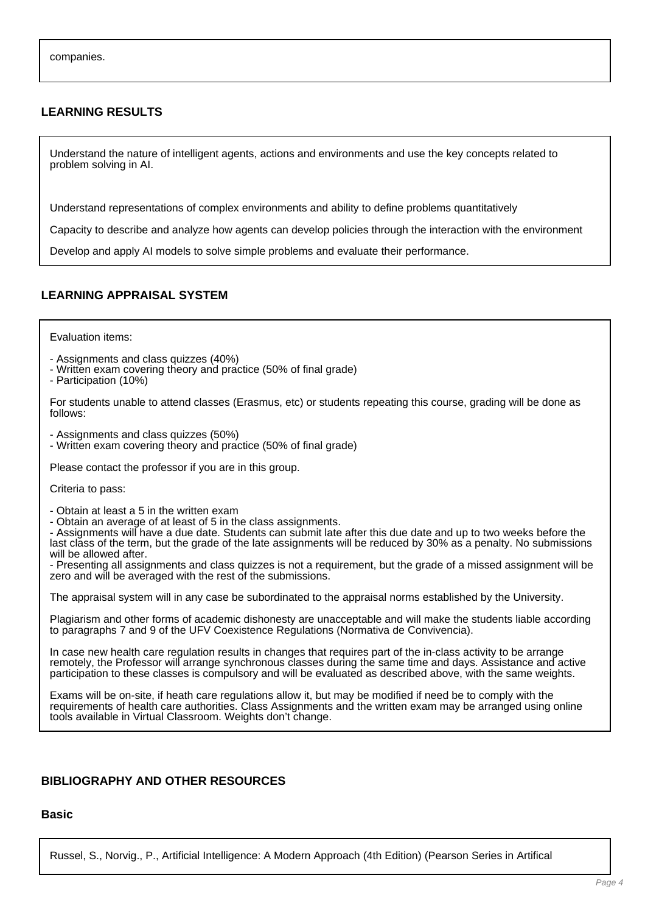companies.

## LEARNING RESULTS

Understand the nature of intelligent agents, actions and environments and use the key concepts related to problem solving in AI.

Understand representations of complex environments and ability to define problems quantitatively

Capacity to describe and analyze how agents can develop policies through the interaction with the environment

Develop and apply AI models to solve simple problems and evaluate their performance.

## LEARNING APPRAISAL SYSTEM

Evaluation items:

- Assignments and class quizzes (40%)
- Written exam covering theory and practice (50% of final grade)
- Participation (10%)

For students unable to attend classes (Erasmus, etc) or students repeating this course, grading will be done as follows:

- Assignments and class quizzes (50%)
- Written exam covering theory and practice (50% of final grade)

Please contact the professor if you are in this group.

Criteria to pass:

- Obtain at least a 5 in the written exam
- Obtain an average of at least of 5 in the class assignments.
- Assignments will have a due date. Students can submit late after this due date and up to two weeks before the last class of the term, but the grade of the late assignments will be reduced by 30% as a penalty. No submissions will be allowed after.
- Presenting all assignments and class quizzes is not a requirement, but the grade of a missed assignment will be zero and will be averaged with the rest of the submissions.

The appraisal system will in any case be subordinated to the appraisal norms established by the University.

Plagiarism and other forms of academic dishonesty are unacceptable and will make the students liable according to paragraphs 7 and 9 of the UFV Coexistence Regulations (Normativa de Convivencia).

In case new health care regulation results in changes that requires part of the in-class activity to be arrange remotely, the Professor will arrange synchronous classes during the same time and days. Assistance and active participation to these classes is compulsory and will be evaluated as described above, with the same weights.

Exams will be on-site, if heath care regulations allow it, but may be modified if need be to comply with the requirements of health care authorities. Class Assignments and the written exam may be arranged using online tools available in Virtual Classroom. Weights don't change.

## BIBLIOGRAPHY AND OTHER RESOURCES

### Basic

Russel, S., Norvig., P., Artificial Intelligence: A Modern Approach (4th Edition) (Pearson Series in Artifical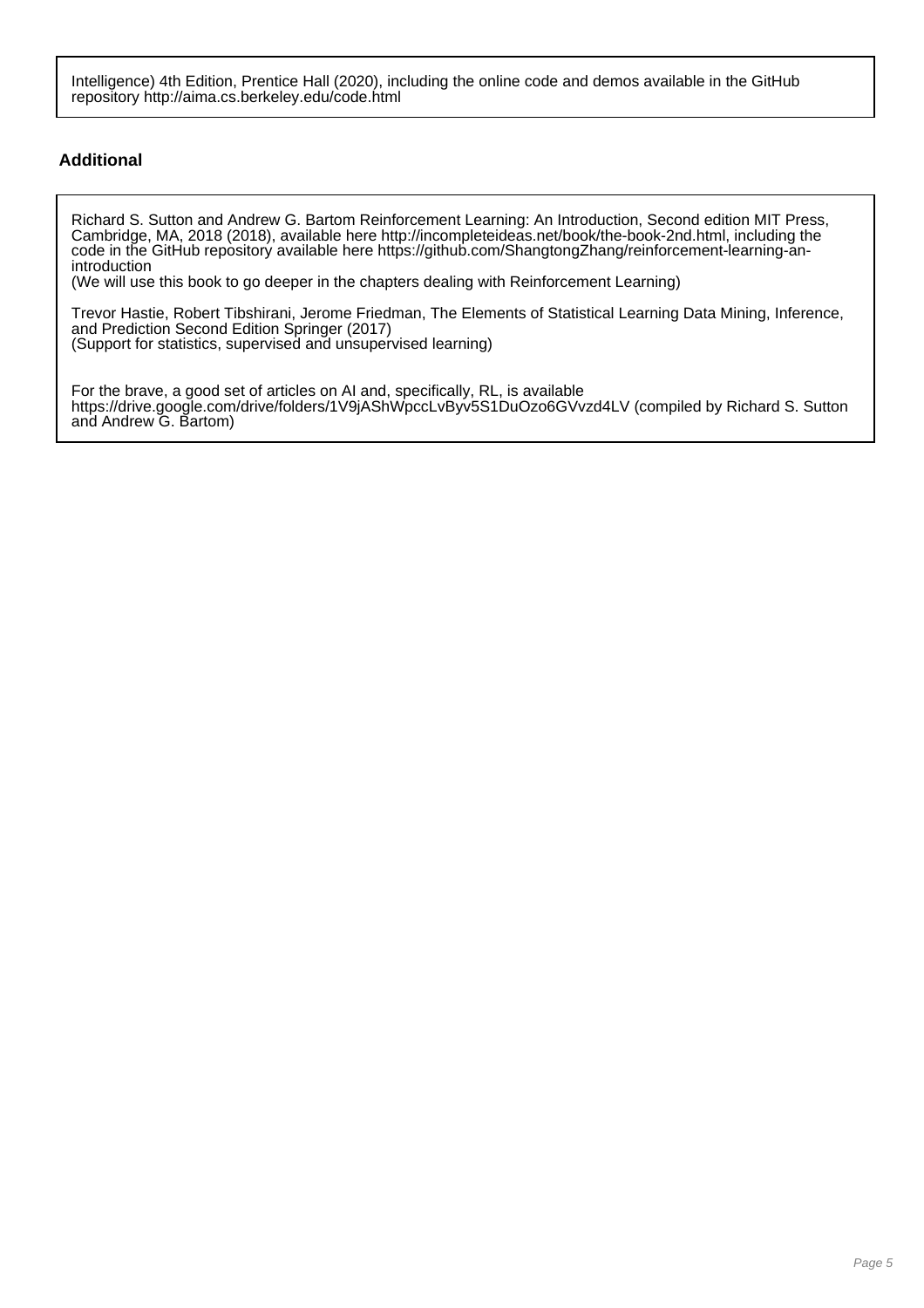Intelligence) 4th Edition, Prentice Hall (2020), including the online code and demos available in the GitHub repository http://aima.cs.berkeley.edu/code.html

### Additional

Richard S. Sutton and Andrew G. Bartom Reinforcement Learning: An Introduction, Second edition MIT Press, Cambridge, MA, 2018 (2018), available here http://incompleteideas.net/book/the-book-2nd.html, including the code in the GitHub repository available here https://github.com/ShangtongZhang/reinforcement-learning-an-introduction
(We will use this book to go deeper in the chapters dealing with Reinforcement Learning)

Trevor Hastie, Robert Tibshirani, Jerome Friedman, The Elements of Statistical Learning Data Mining, Inference, and Prediction Second Edition Springer (2017)
(Support for statistics, supervised and unsupervised learning)

For the brave, a good set of articles on AI and, specifically, RL, is available https://drive.google.com/drive/folders/1V9jAShWpccLvByv5S1DuOzo6GVvzd4LV (compiled by Richard S. Sutton and Andrew G. Bartom)